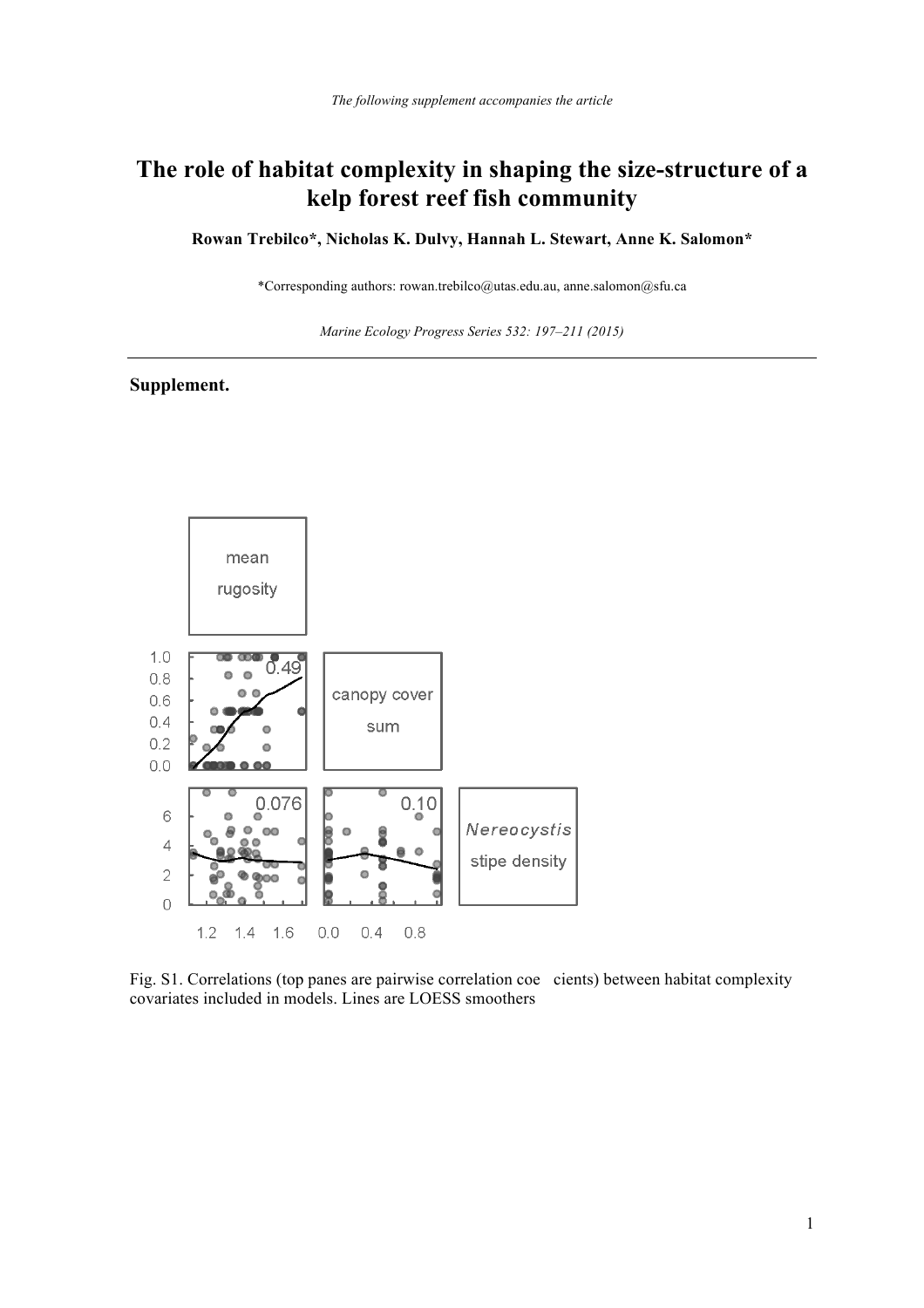*The following supplement accompanies the article*

# The role of habitat complexity in shaping the size-structure of a kelp forest reef fish community

**Rowan Trebilco\*, Nicholas K. Dulvy, Hannah L. Stewart, Anne K. Salomon\***

\*Corresponding authors: rowan.trebilco@utas.edu.au, anne.salomon@sfu.ca

*Marine Ecology Progress Series 532: 197–211 (2015)*

## Supplement.

Fig. S1. Correlations (top panes are pairwise correlation coe cients) between habitat complexity covariates included in models. Lines are LOESS smoothers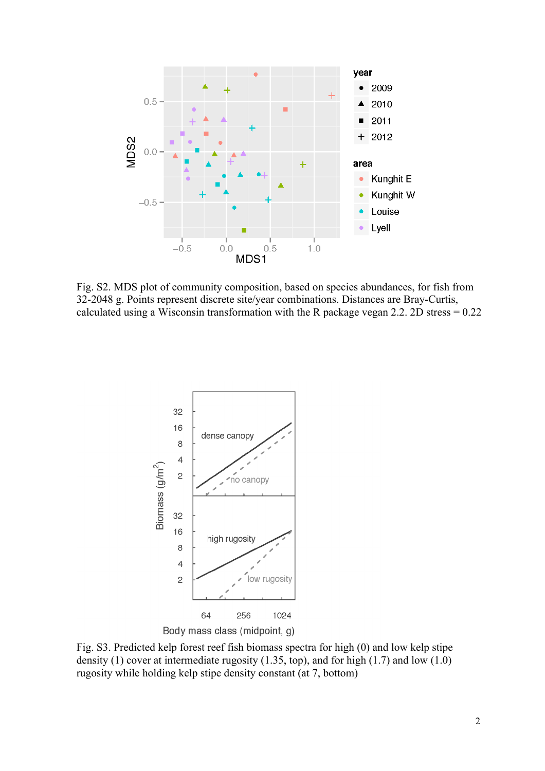Fig. S2. MDS plot of community composition, based on species abundances, for fish from 32-2048 g. Points represent discrete site/year combinations. Distances are Bray-Curtis, calculated using a Wisconsin transformation with the R package vegan 2.2. 2D stress = 0.22

Fig. S3. Predicted kelp forest reef fish biomass spectra for high (0) and low kelp stipe density (1) cover at intermediate rugosity (1.35, top), and for high (1.7) and low (1.0) rugosity while holding kelp stipe density constant (at 7, bottom)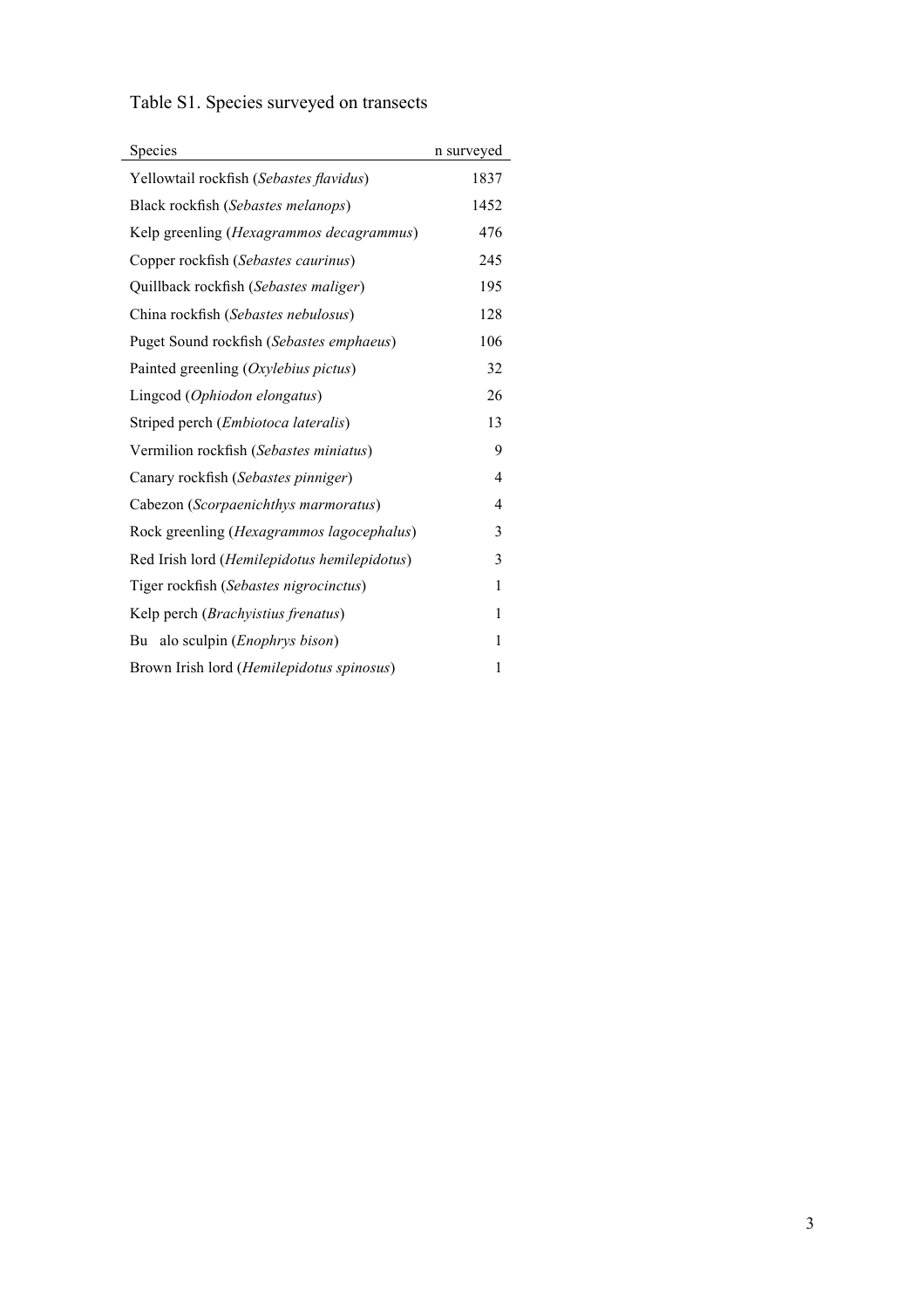Table S1. Species surveyed on transects

| Species | n surveyed |
|---|---|
| Yellowtail rockfish (*Sebastes flavidus*) | 1837 |
| Black rockfish (*Sebastes melanops*) | 1452 |
| Kelp greenling (*Hexagrammos decagrammus*) | 476 |
| Copper rockfish (*Sebastes caurinus*) | 245 |
| Quillback rockfish (*Sebastes maliger*) | 195 |
| China rockfish (*Sebastes nebulosus*) | 128 |
| Puget Sound rockfish (*Sebastes emphaeus*) | 106 |
| Painted greenling (*Oxylebius pictus*) | 32 |
| Lingcod (*Ophiodon elongatus*) | 26 |
| Striped perch (*Embiotoca lateralis*) | 13 |
| Vermilion rockfish (*Sebastes miniatus*) | 9 |
| Canary rockfish (*Sebastes pinniger*) | 4 |
| Cabezon (*Scorpaenichthys marmoratus*) | 4 |
| Rock greenling (*Hexagrammos lagocephalus*) | 3 |
| Red Irish lord (*Hemilepidotus hemilepidotus*) | 3 |
| Tiger rockfish (*Sebastes nigrocinctus*) | 1 |
| Kelp perch (*Brachyistius frenatus*) | 1 |
| Bu alo sculpin (*Enophrys bison*) | 1 |
| Brown Irish lord (*Hemilepidotus spinosus*) | 1 |